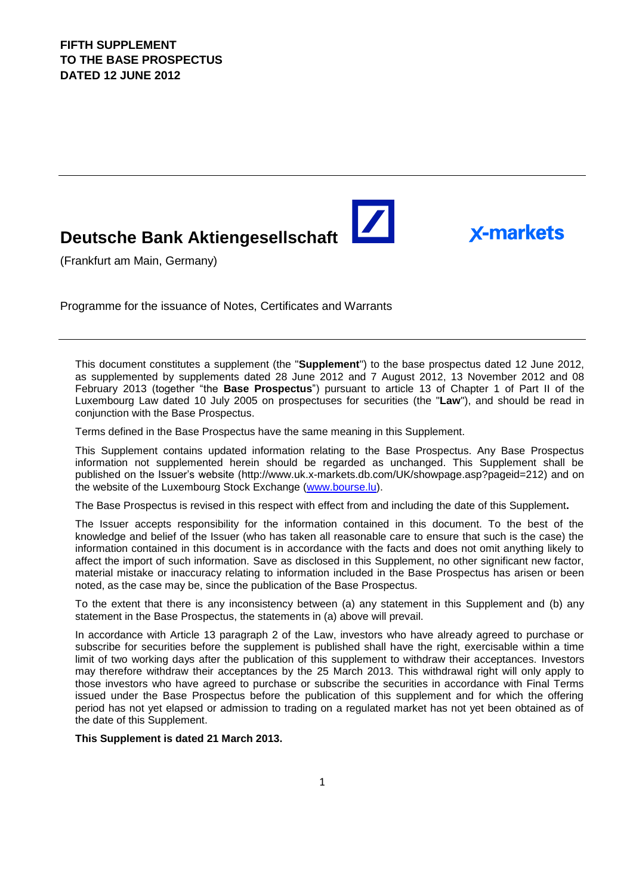**FIFTH SUPPLEMENT**
**TO THE BASE PROSPECTUS**
**DATED 12 JUNE 2012**

# Deutsche Bank Aktiengesellschaft

x-markets

(Frankfurt am Main, Germany)

Programme for the issuance of Notes, Certificates and Warrants

This document constitutes a supplement (the "**Supplement**") to the base prospectus dated 12 June 2012, as supplemented by supplements dated 28 June 2012 and 7 August 2012, 13 November 2012 and 08 February 2013 (together "the **Base Prospectus**") pursuant to article 13 of Chapter 1 of Part II of the Luxembourg Law dated 10 July 2005 on prospectuses for securities (the "**Law**"), and should be read in conjunction with the Base Prospectus.

Terms defined in the Base Prospectus have the same meaning in this Supplement.

This Supplement contains updated information relating to the Base Prospectus. Any Base Prospectus information not supplemented herein should be regarded as unchanged. This Supplement shall be published on the Issuer's website (http://www.uk.x-markets.db.com/UK/showpage.asp?pageid=212) and on the website of the Luxembourg Stock Exchange (www.bourse.lu).

The Base Prospectus is revised in this respect with effect from and including the date of this Supplement**.**

The Issuer accepts responsibility for the information contained in this document. To the best of the knowledge and belief of the Issuer (who has taken all reasonable care to ensure that such is the case) the information contained in this document is in accordance with the facts and does not omit anything likely to affect the import of such information. Save as disclosed in this Supplement, no other significant new factor, material mistake or inaccuracy relating to information included in the Base Prospectus has arisen or been noted, as the case may be, since the publication of the Base Prospectus.

To the extent that there is any inconsistency between (a) any statement in this Supplement and (b) any statement in the Base Prospectus, the statements in (a) above will prevail.

In accordance with Article 13 paragraph 2 of the Law, investors who have already agreed to purchase or subscribe for securities before the supplement is published shall have the right, exercisable within a time limit of two working days after the publication of this supplement to withdraw their acceptances. Investors may therefore withdraw their acceptances by the 25 March 2013. This withdrawal right will only apply to those investors who have agreed to purchase or subscribe the securities in accordance with Final Terms issued under the Base Prospectus before the publication of this supplement and for which the offering period has not yet elapsed or admission to trading on a regulated market has not yet been obtained as of the date of this Supplement.

**This Supplement is dated 21 March 2013.**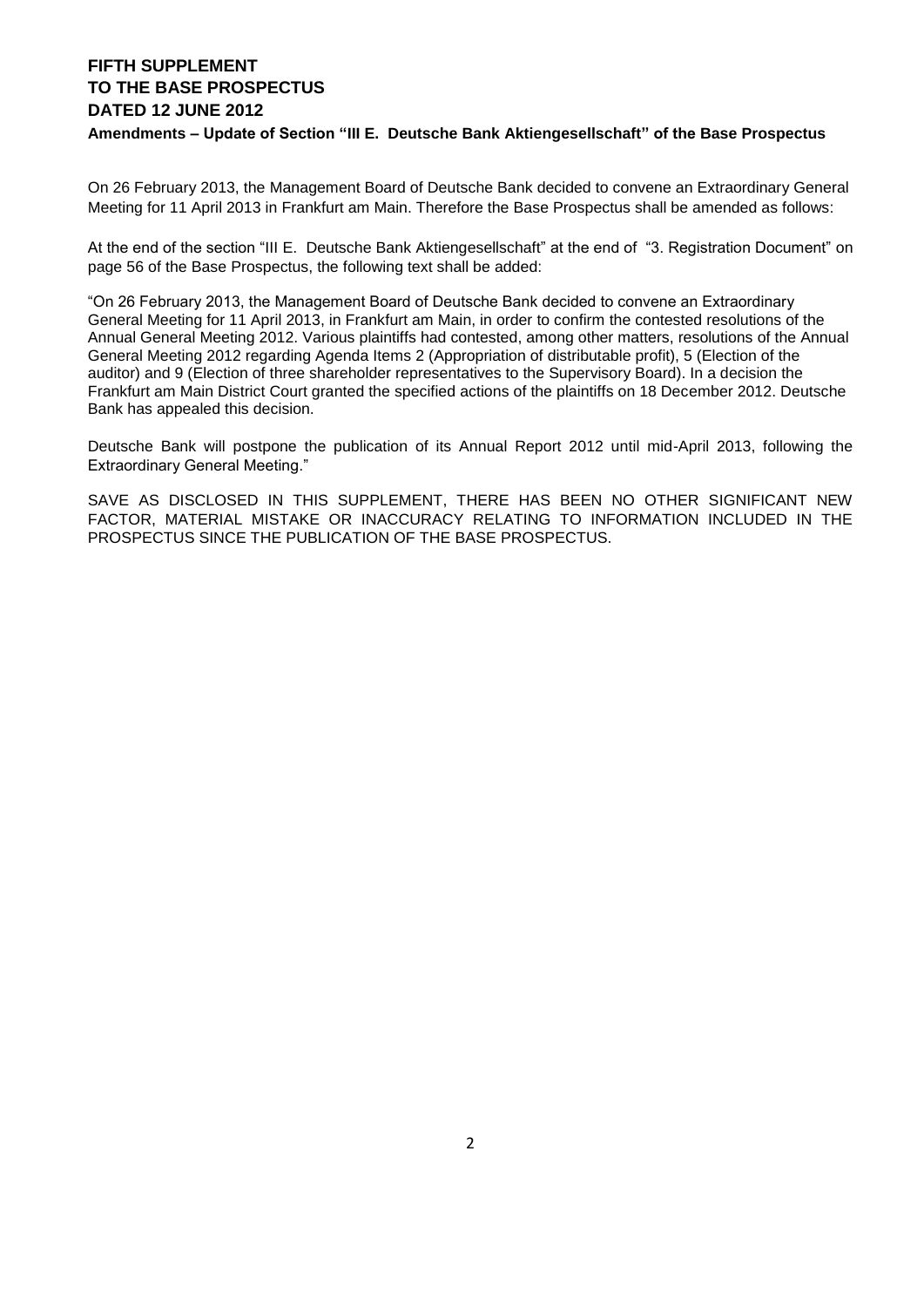# FIFTH SUPPLEMENT TO THE BASE PROSPECTUS DATED 12 JUNE 2012

**Amendments – Update of Section "III E. Deutsche Bank Aktiengesellschaft" of the Base Prospectus**

On 26 February 2013, the Management Board of Deutsche Bank decided to convene an Extraordinary General Meeting for 11 April 2013 in Frankfurt am Main. Therefore the Base Prospectus shall be amended as follows:

At the end of the section "III E. Deutsche Bank Aktiengesellschaft" at the end of "3. Registration Document" on page 56 of the Base Prospectus, the following text shall be added:

"On 26 February 2013, the Management Board of Deutsche Bank decided to convene an Extraordinary General Meeting for 11 April 2013, in Frankfurt am Main, in order to confirm the contested resolutions of the Annual General Meeting 2012. Various plaintiffs had contested, among other matters, resolutions of the Annual General Meeting 2012 regarding Agenda Items 2 (Appropriation of distributable profit), 5 (Election of the auditor) and 9 (Election of three shareholder representatives to the Supervisory Board). In a decision the Frankfurt am Main District Court granted the specified actions of the plaintiffs on 18 December 2012. Deutsche Bank has appealed this decision.

Deutsche Bank will postpone the publication of its Annual Report 2012 until mid-April 2013, following the Extraordinary General Meeting."

SAVE AS DISCLOSED IN THIS SUPPLEMENT, THERE HAS BEEN NO OTHER SIGNIFICANT NEW FACTOR, MATERIAL MISTAKE OR INACCURACY RELATING TO INFORMATION INCLUDED IN THE PROSPECTUS SINCE THE PUBLICATION OF THE BASE PROSPECTUS.